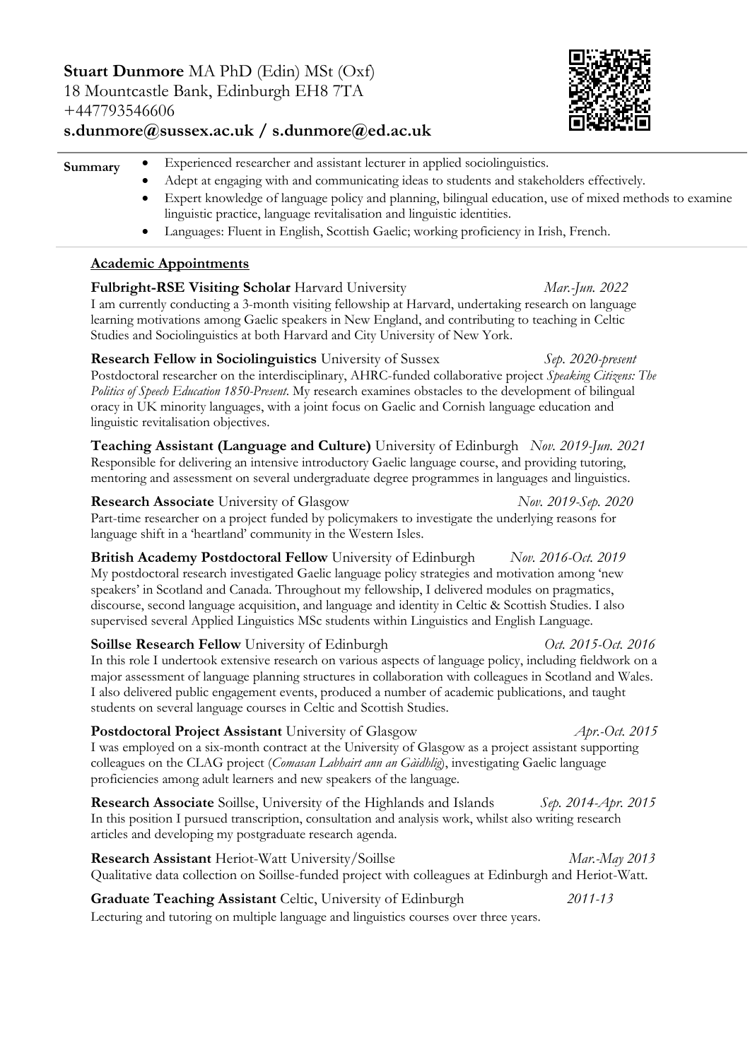**Stuart Dunmore** MA PhD (Edin) MSt (Oxf)
18 Mountcastle Bank, Edinburgh EH8 7TA
+447793546606
**s.dunmore@sussex.ac.uk / s.dunmore@ed.ac.uk**

**Summary**

- Experienced researcher and assistant lecturer in applied sociolinguistics.
- Adept at engaging with and communicating ideas to students and stakeholders effectively.
- Expert knowledge of language policy and planning, bilingual education, use of mixed methods to examine linguistic practice, language revitalisation and linguistic identities.
- Languages: Fluent in English, Scottish Gaelic; working proficiency in Irish, French.

## Academic Appointments

**Fulbright-RSE Visiting Scholar** Harvard University *Mar.-Jun. 2022*
I am currently conducting a 3-month visiting fellowship at Harvard, undertaking research on language learning motivations among Gaelic speakers in New England, and contributing to teaching in Celtic Studies and Sociolinguistics at both Harvard and City University of New York.

**Research Fellow in Sociolinguistics** University of Sussex *Sep. 2020-present*
Postdoctoral researcher on the interdisciplinary, AHRC-funded collaborative project *Speaking Citizens: The Politics of Speech Education 1850-Present*. My research examines obstacles to the development of bilingual oracy in UK minority languages, with a joint focus on Gaelic and Cornish language education and linguistic revitalisation objectives.

**Teaching Assistant (Language and Culture)** University of Edinburgh *Nov. 2019-Jun. 2021*
Responsible for delivering an intensive introductory Gaelic language course, and providing tutoring, mentoring and assessment on several undergraduate degree programmes in languages and linguistics.

**Research Associate** University of Glasgow *Nov. 2019-Sep. 2020*
Part-time researcher on a project funded by policymakers to investigate the underlying reasons for language shift in a 'heartland' community in the Western Isles.

**British Academy Postdoctoral Fellow** University of Edinburgh *Nov. 2016-Oct. 2019*
My postdoctoral research investigated Gaelic language policy strategies and motivation among 'new speakers' in Scotland and Canada. Throughout my fellowship, I delivered modules on pragmatics, discourse, second language acquisition, and language and identity in Celtic & Scottish Studies. I also supervised several Applied Linguistics MSc students within Linguistics and English Language.

**Soillse Research Fellow** University of Edinburgh *Oct. 2015-Oct. 2016*
In this role I undertook extensive research on various aspects of language policy, including fieldwork on a major assessment of language planning structures in collaboration with colleagues in Scotland and Wales. I also delivered public engagement events, produced a number of academic publications, and taught students on several language courses in Celtic and Scottish Studies.

**Postdoctoral Project Assistant** University of Glasgow *Apr.-Oct. 2015*
I was employed on a six-month contract at the University of Glasgow as a project assistant supporting colleagues on the CLAG project (*Comasan Labhairt ann an Gàidhlig*), investigating Gaelic language proficiencies among adult learners and new speakers of the language.

**Research Associate** Soillse, University of the Highlands and Islands *Sep. 2014-Apr. 2015*
In this position I pursued transcription, consultation and analysis work, whilst also writing research articles and developing my postgraduate research agenda.

**Research Assistant** Heriot-Watt University/Soillse *Mar.-May 2013*
Qualitative data collection on Soillse-funded project with colleagues at Edinburgh and Heriot-Watt.

**Graduate Teaching Assistant** Celtic, University of Edinburgh *2011-13*
Lecturing and tutoring on multiple language and linguistics courses over three years.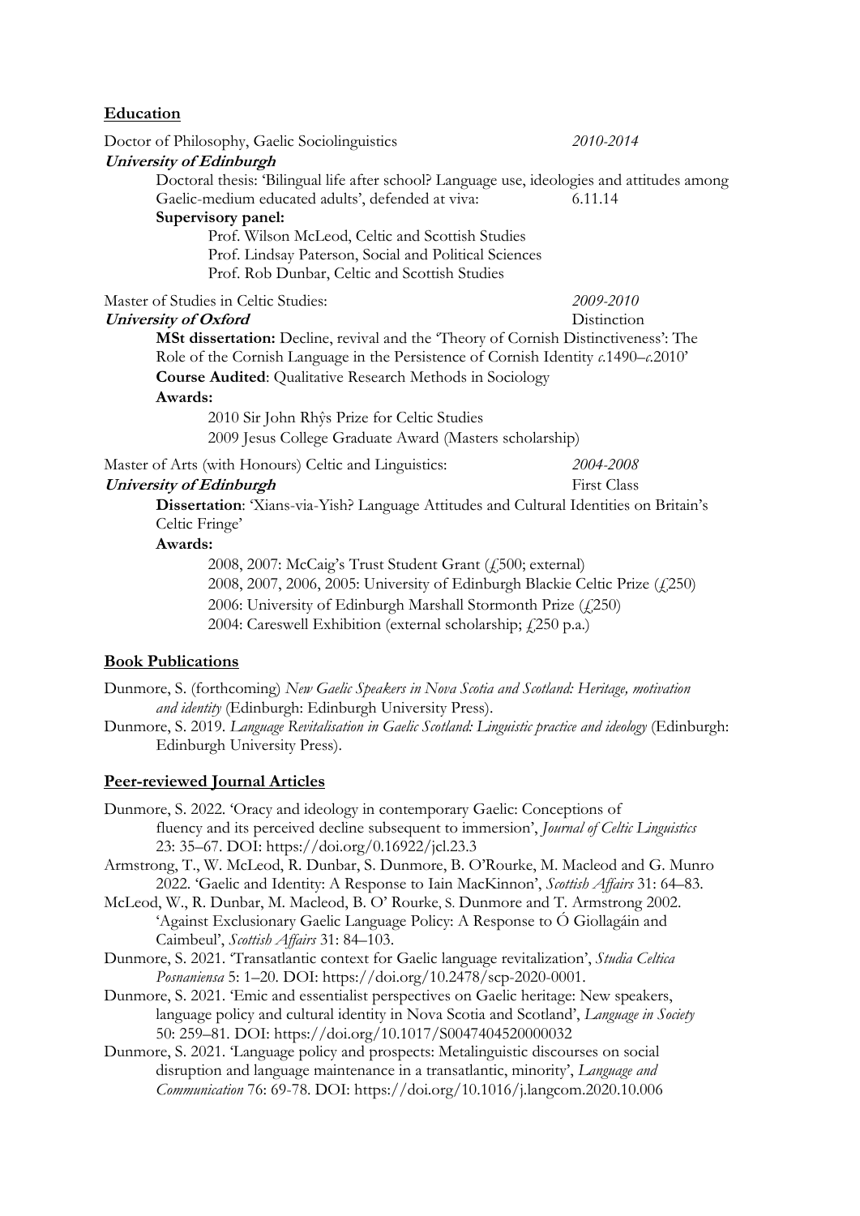## Education

Doctor of Philosophy, Gaelic Sociolinguistics *2010-2014*

***University of Edinburgh***

Doctoral thesis: 'Bilingual life after school? Language use, ideologies and attitudes among Gaelic-medium educated adults', defended at viva: 6.11.14

**Supervisory panel:**

Prof. Wilson McLeod, Celtic and Scottish Studies
Prof. Lindsay Paterson, Social and Political Sciences
Prof. Rob Dunbar, Celtic and Scottish Studies

Master of Studies in Celtic Studies: *2009-2010*

***University of Oxford*** Distinction

**MSt dissertation:** Decline, revival and the 'Theory of Cornish Distinctiveness': The Role of the Cornish Language in the Persistence of Cornish Identity *c.*1490–*c.*2010'

**Course Audited**: Qualitative Research Methods in Sociology

**Awards:**

2010 Sir John Rhŷs Prize for Celtic Studies
2009 Jesus College Graduate Award (Masters scholarship)

Master of Arts (with Honours) Celtic and Linguistics: *2004-2008*

***University of Edinburgh*** First Class

**Dissertation**: 'Xians-via-Yish? Language Attitudes and Cultural Identities on Britain's Celtic Fringe'

**Awards:**

2008, 2007: McCaig's Trust Student Grant (£500; external)
2008, 2007, 2006, 2005: University of Edinburgh Blackie Celtic Prize (£250)
2006: University of Edinburgh Marshall Stormonth Prize (£250)
2004: Careswell Exhibition (external scholarship; £250 p.a.)

## Book Publications

Dunmore, S. (forthcoming) *New Gaelic Speakers in Nova Scotia and Scotland: Heritage, motivation and identity* (Edinburgh: Edinburgh University Press).

Dunmore, S. 2019. *Language Revitalisation in Gaelic Scotland: Linguistic practice and ideology* (Edinburgh: Edinburgh University Press).

## Peer-reviewed Journal Articles

Dunmore, S. 2022. 'Oracy and ideology in contemporary Gaelic: Conceptions of fluency and its perceived decline subsequent to immersion', *Journal of Celtic Linguistics* 23: 35–67. DOI: https://doi.org/0.16922/jcl.23.3

Armstrong, T., W. McLeod, R. Dunbar, S. Dunmore, B. O'Rourke, M. Macleod and G. Munro 2022. 'Gaelic and Identity: A Response to Iain MacKinnon', *Scottish Affairs* 31: 64–83.

McLeod, W., R. Dunbar, M. Macleod, B. O' Rourke, S. Dunmore and T. Armstrong 2002. 'Against Exclusionary Gaelic Language Policy: A Response to Ó Giollagáin and Caimbeul', *Scottish Affairs* 31: 84–103.

Dunmore, S. 2021. 'Transatlantic context for Gaelic language revitalization', *Studia Celtica Posnaniensa* 5: 1–20. DOI: https://doi.org/10.2478/scp-2020-0001.

Dunmore, S. 2021. 'Emic and essentialist perspectives on Gaelic heritage: New speakers, language policy and cultural identity in Nova Scotia and Scotland', *Language in Society* 50: 259–81. DOI: https://doi.org/10.1017/S0047404520000032

Dunmore, S. 2021. 'Language policy and prospects: Metalinguistic discourses on social disruption and language maintenance in a transatlantic, minority', *Language and Communication* 76: 69-78. DOI: https://doi.org/10.1016/j.langcom.2020.10.006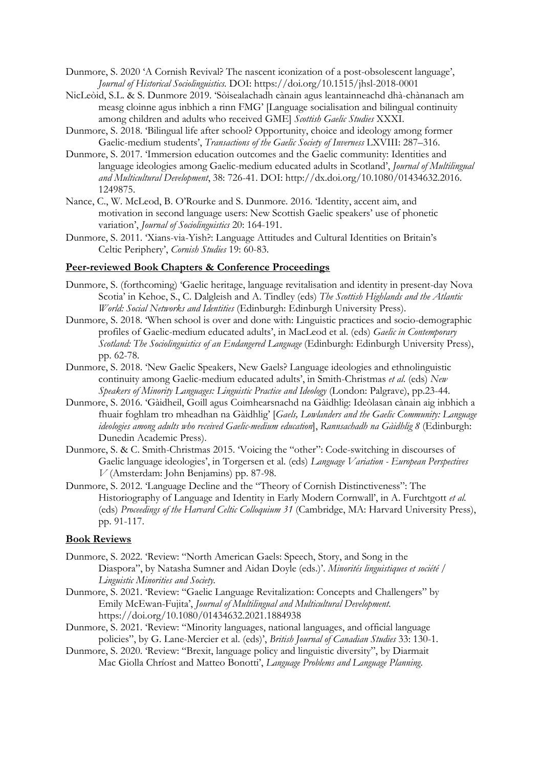Dunmore, S. 2020 'A Cornish Revival? The nascent iconization of a post-obsolescent language', *Journal of Historical Sociolinguistics.* DOI: https://doi.org/10.1515/jhsl-2018-0001

NicLeòid, S.L. & S. Dunmore 2019. 'Sòisealachadh cànain agus leantainneachd dhà-chànanach am measg cloinne agus inbhich a rinn FMG' [Language socialisation and bilingual continuity among children and adults who received GME] *Scottish Gaelic Studies* XXXI.

Dunmore, S. 2018. 'Bilingual life after school? Opportunity, choice and ideology among former Gaelic-medium students', *Transactions of the Gaelic Society of Inverness* LXVIII: 287–316.

Dunmore, S. 2017. 'Immersion education outcomes and the Gaelic community: Identities and language ideologies among Gaelic-medium educated adults in Scotland', *Journal of Multilingual and Multicultural Development*, 38: 726-41. DOI: http://dx.doi.org/10.1080/01434632.2016.1249875.

Nance, C., W. McLeod, B. O'Rourke and S. Dunmore. 2016. 'Identity, accent aim, and motivation in second language users: New Scottish Gaelic speakers' use of phonetic variation', *Journal of Sociolinguistics* 20: 164-191.

Dunmore, S. 2011. 'Xians-via-Yish?: Language Attitudes and Cultural Identities on Britain's Celtic Periphery', *Cornish Studies* 19: 60-83.

## Peer-reviewed Book Chapters & Conference Proceedings

Dunmore, S. (forthcoming) 'Gaelic heritage, language revitalisation and identity in present-day Nova Scotia' in Kehoe, S., C. Dalgleish and A. Tindley (eds) *The Scottish Highlands and the Atlantic World: Social Networks and Identities* (Edinburgh: Edinburgh University Press).

Dunmore, S. 2018. 'When school is over and done with: Linguistic practices and socio-demographic profiles of Gaelic-medium educated adults', in MacLeod et al. (eds) *Gaelic in Contemporary Scotland: The Sociolinguistics of an Endangered Language* (Edinburgh: Edinburgh University Press), pp. 62-78.

Dunmore, S. 2018. 'New Gaelic Speakers, New Gaels? Language ideologies and ethnolinguistic continuity among Gaelic-medium educated adults', in Smith-Christmas *et al.* (eds) *New Speakers of Minority Languages: Linguistic Practice and Ideology* (London: Palgrave), pp.23-44.

Dunmore, S. 2016. 'Gàidheil, Goill agus Coimhearsnachd na Gàidhlig: Ideòlasan cànain aig inbhich a fhuair foghlam tro mheadhan na Gàidhlig' [*Gaels, Lowlanders and the Gaelic Community: Language ideologies among adults who received Gaelic-medium education*], *Rannsachadh na Gàidhlig 8* (Edinburgh: Dunedin Academic Press).

Dunmore, S. & C. Smith-Christmas 2015. 'Voicing the "other": Code-switching in discourses of Gaelic language ideologies', in Torgersen et al. (eds) *Language Variation - European Perspectives V* (Amsterdam: John Benjamins) pp. 87-98.

Dunmore, S. 2012. 'Language Decline and the "Theory of Cornish Distinctiveness": The Historiography of Language and Identity in Early Modern Cornwall', in A. Furchtgott *et al.* (eds) *Proceedings of the Harvard Celtic Colloquium 31* (Cambridge, MA: Harvard University Press), pp. 91-117.

## Book Reviews

Dunmore, S. 2022. 'Review: "North American Gaels: Speech, Story, and Song in the Diaspora", by Natasha Sumner and Aidan Doyle (eds.)'. *Minorités linguistiques et société / Linguistic Minorities and Society.*

Dunmore, S. 2021. 'Review: "Gaelic Language Revitalization: Concepts and Challengers" by Emily McEwan-Fujita', *Journal of Multilingual and Multicultural Development.* https://doi.org/10.1080/01434632.2021.1884938

Dunmore, S. 2021. 'Review: "Minority languages, national languages, and official language policies", by G. Lane-Mercier et al. (eds)', *British Journal of Canadian Studies* 33: 130-1.

Dunmore, S. 2020. 'Review: "Brexit, language policy and linguistic diversity", by Diarmait Mac Giolla Chríost and Matteo Bonotti', *Language Problems and Language Planning.*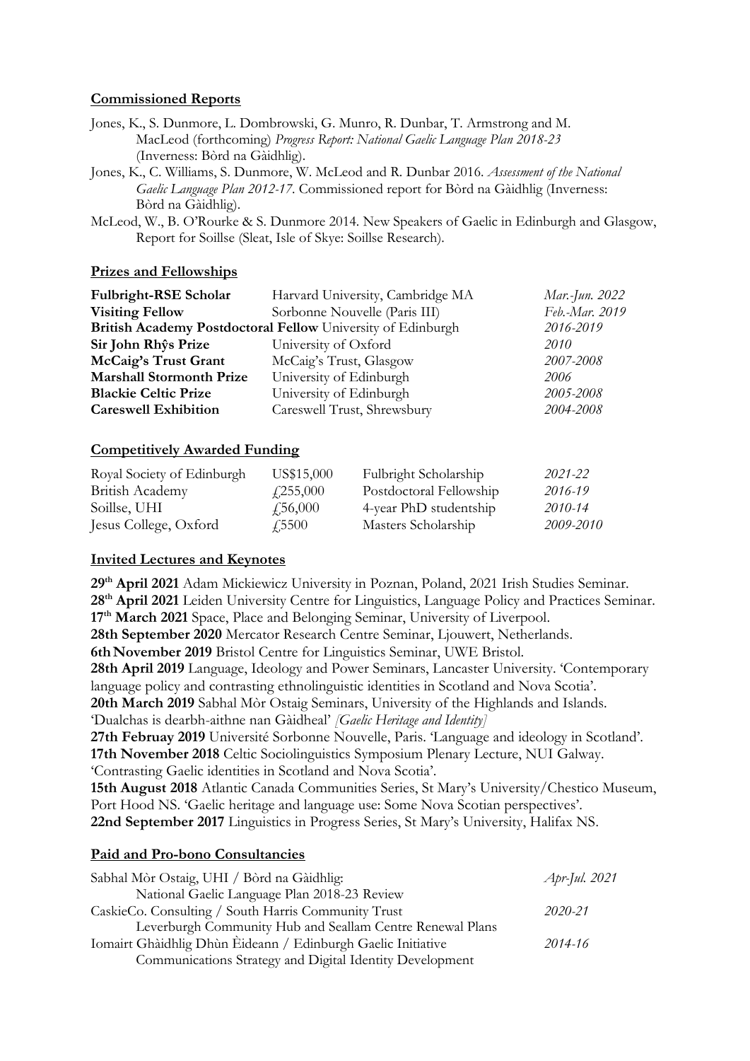## Commissioned Reports

Jones, K., S. Dunmore, L. Dombrowski, G. Munro, R. Dunbar, T. Armstrong and M. MacLeod (forthcoming) *Progress Report: National Gaelic Language Plan 2018-23* (Inverness: Bòrd na Gàidhlig).

Jones, K., C. Williams, S. Dunmore, W. McLeod and R. Dunbar 2016. *Assessment of the National Gaelic Language Plan 2012-17*. Commissioned report for Bòrd na Gàidhlig (Inverness: Bòrd na Gàidhlig).

McLeod, W., B. O'Rourke & S. Dunmore 2014. New Speakers of Gaelic in Edinburgh and Glasgow, Report for Soillse (Sleat, Isle of Skye: Soillse Research).

## Prizes and Fellowships

| | | |
|---|---|---|
| **Fulbright-RSE Scholar** | Harvard University, Cambridge MA | *Mar.-Jun. 2022* |
| **Visiting Fellow** | Sorbonne Nouvelle (Paris III) | *Feb.-Mar. 2019* |
| **British Academy Postdoctoral Fellow** | University of Edinburgh | *2016-2019* |
| **Sir John Rhŷs Prize** | University of Oxford | *2010* |
| **McCaig's Trust Grant** | McCaig's Trust, Glasgow | *2007-2008* |
| **Marshall Stormonth Prize** | University of Edinburgh | *2006* |
| **Blackie Celtic Prize** | University of Edinburgh | *2005-2008* |
| **Careswell Exhibition** | Careswell Trust, Shrewsbury | *2004-2008* |

## Competitively Awarded Funding

| | | | |
|---|---|---|---|
| Royal Society of Edinburgh | US$15,000 | Fulbright Scholarship | *2021-22* |
| British Academy | £255,000 | Postdoctoral Fellowship | *2016-19* |
| Soillse, UHI | £56,000 | 4-year PhD studentship | *2010-14* |
| Jesus College, Oxford | £5500 | Masters Scholarship | *2009-2010* |

## Invited Lectures and Keynotes

**29th April 2021** Adam Mickiewicz University in Poznan, Poland, 2021 Irish Studies Seminar.
**28th April 2021** Leiden University Centre for Linguistics, Language Policy and Practices Seminar.
**17th March 2021** Space, Place and Belonging Seminar, University of Liverpool.
**28th September 2020** Mercator Research Centre Seminar, Ljouwert, Netherlands.
**6th November 2019** Bristol Centre for Linguistics Seminar, UWE Bristol.
**28th April 2019** Language, Ideology and Power Seminars, Lancaster University. 'Contemporary language policy and contrasting ethnolinguistic identities in Scotland and Nova Scotia'.
**20th March 2019** Sabhal Mòr Ostaig Seminars, University of the Highlands and Islands. 'Dualchas is dearbh-aithne nan Gàidheal' *[Gaelic Heritage and Identity]*
**27th Februay 2019** Université Sorbonne Nouvelle, Paris. 'Language and ideology in Scotland'.
**17th November 2018** Celtic Sociolinguistics Symposium Plenary Lecture, NUI Galway. 'Contrasting Gaelic identities in Scotland and Nova Scotia'.
**15th August 2018** Atlantic Canada Communities Series, St Mary's University/Chestico Museum, Port Hood NS. 'Gaelic heritage and language use: Some Nova Scotian perspectives'.
**22nd September 2017** Linguistics in Progress Series, St Mary's University, Halifax NS.

## Paid and Pro-bono Consultancies

| | |
|---|---|
| Sabhal Mòr Ostaig, UHI / Bòrd na Gàidhlig: National Gaelic Language Plan 2018-23 Review | *Apr-Jul. 2021* |
| CaskieCo. Consulting / South Harris Community Trust Leverburgh Community Hub and Seallam Centre Renewal Plans | *2020-21* |
| Iomairt Ghàidhlig Dhùn Èideann / Edinburgh Gaelic Initiative Communications Strategy and Digital Identity Development | *2014-16* |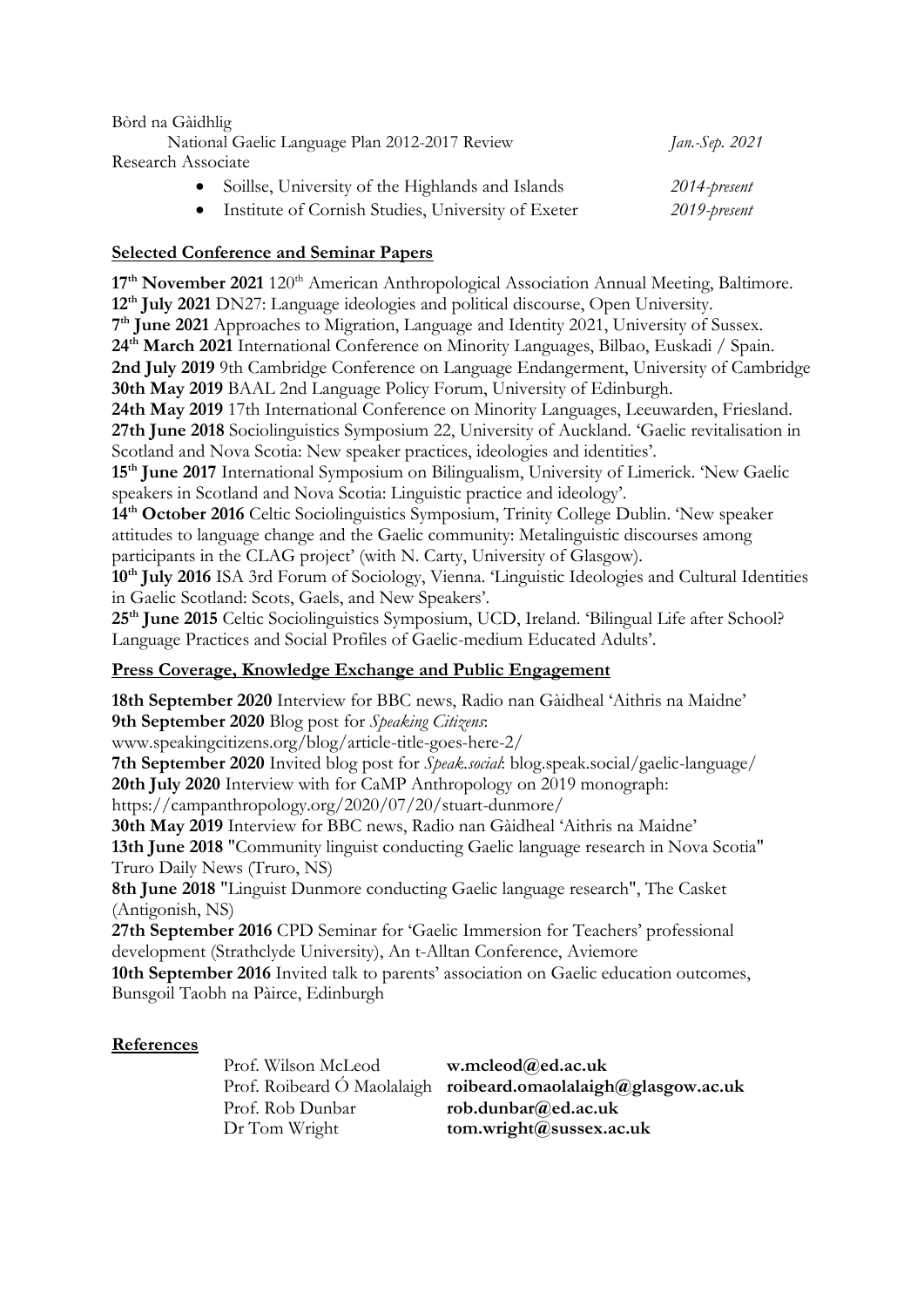Bòrd na Gàidhlig

National Gaelic Language Plan 2012-2017 Review *Jan.-Sep. 2021*

Research Associate

- Soillse, University of the Highlands and Islands *2014-present*
- Institute of Cornish Studies, University of Exeter *2019-present*

## Selected Conference and Seminar Papers

**17th November 2021** 120th American Anthropological Association Annual Meeting, Baltimore.
**12th July 2021** DN27: Language ideologies and political discourse, Open University.
**7th June 2021** Approaches to Migration, Language and Identity 2021, University of Sussex.
**24th March 2021** International Conference on Minority Languages, Bilbao, Euskadi / Spain.
**2nd July 2019** 9th Cambridge Conference on Language Endangerment, University of Cambridge
**30th May 2019** BAAL 2nd Language Policy Forum, University of Edinburgh.
**24th May 2019** 17th International Conference on Minority Languages, Leeuwarden, Friesland.
**27th June 2018** Sociolinguistics Symposium 22, University of Auckland. 'Gaelic revitalisation in Scotland and Nova Scotia: New speaker practices, ideologies and identities'.
**15th June 2017** International Symposium on Bilingualism, University of Limerick. 'New Gaelic speakers in Scotland and Nova Scotia: Linguistic practice and ideology'.
**14th October 2016** Celtic Sociolinguistics Symposium, Trinity College Dublin. 'New speaker attitudes to language change and the Gaelic community: Metalinguistic discourses among participants in the CLAG project' (with N. Carty, University of Glasgow).
**10th July 2016** ISA 3rd Forum of Sociology, Vienna. 'Linguistic Ideologies and Cultural Identities in Gaelic Scotland: Scots, Gaels, and New Speakers'.
**25th June 2015** Celtic Sociolinguistics Symposium, UCD, Ireland. 'Bilingual Life after School? Language Practices and Social Profiles of Gaelic-medium Educated Adults'.

## Press Coverage, Knowledge Exchange and Public Engagement

**18th September 2020** Interview for BBC news, Radio nan Gàidheal 'Aithris na Maidne'
**9th September 2020** Blog post for *Speaking Citizens*:
www.speakingcitizens.org/blog/article-title-goes-here-2/
**7th September 2020** Invited blog post for *Speak.social*: blog.speak.social/gaelic-language/
**20th July 2020** Interview with for CaMP Anthropology on 2019 monograph:
https://campanthropology.org/2020/07/20/stuart-dunmore/
**30th May 2019** Interview for BBC news, Radio nan Gàidheal 'Aithris na Maidne'
**13th June 2018** "Community linguist conducting Gaelic language research in Nova Scotia" Truro Daily News (Truro, NS)
**8th June 2018** "Linguist Dunmore conducting Gaelic language research", The Casket (Antigonish, NS)
**27th September 2016** CPD Seminar for 'Gaelic Immersion for Teachers' professional development (Strathclyde University), An t-Alltan Conference, Aviemore
**10th September 2016** Invited talk to parents' association on Gaelic education outcomes, Bunsgoil Taobh na Pàirce, Edinburgh

## References

| | |
|---|---|
| Prof. Wilson McLeod | **w.mcleod@ed.ac.uk** |
| Prof. Roibeard Ó Maolalaigh | **roibeard.omaolalaigh@glasgow.ac.uk** |
| Prof. Rob Dunbar | **rob.dunbar@ed.ac.uk** |
| Dr Tom Wright | **tom.wright@sussex.ac.uk** |